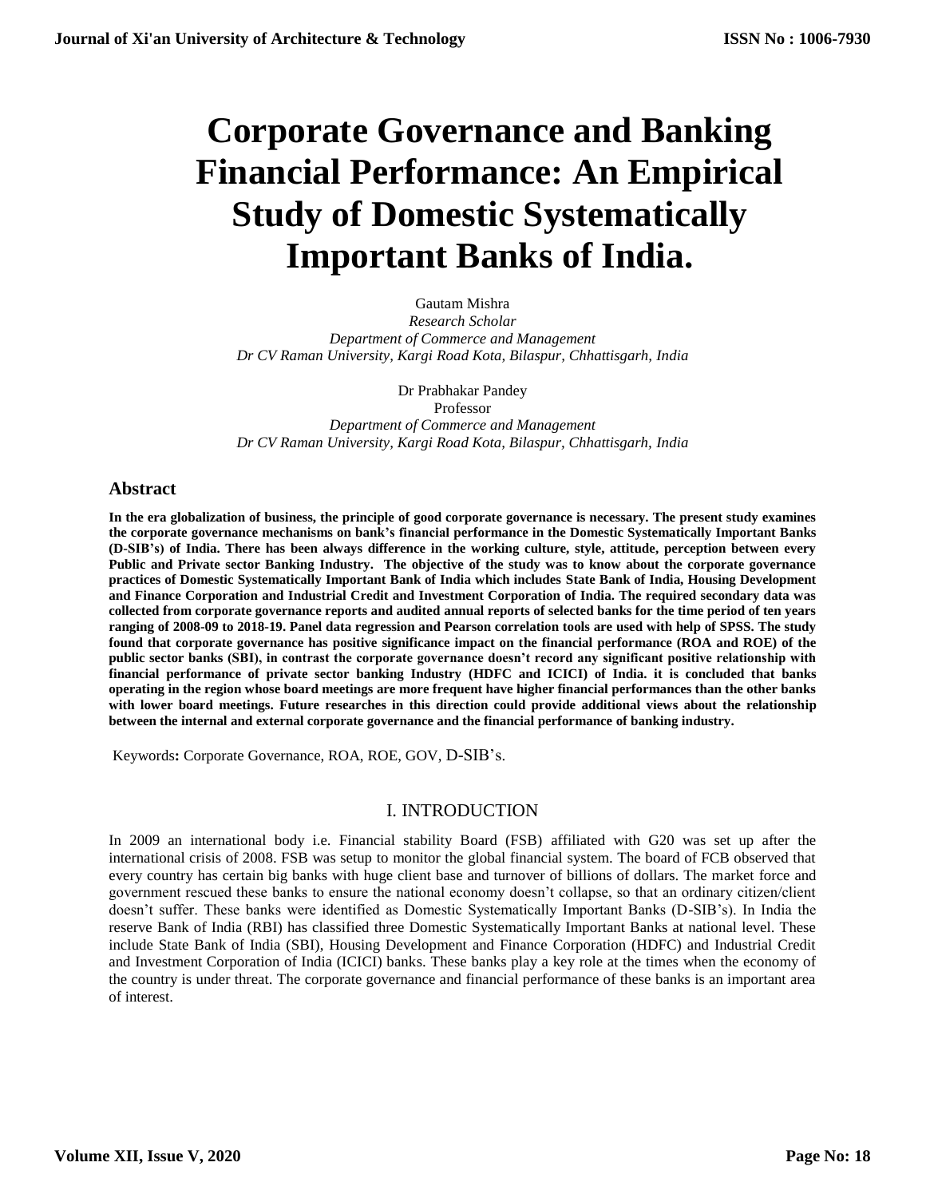# Corporate Governance and Banking Financial Performance: An Empirical Study of Domestic Systematically Important Banks of India.

Gautam Mishra
*Research Scholar*
*Department of Commerce and Management*
*Dr CV Raman University, Kargi Road Kota, Bilaspur, Chhattisgarh, India*

Dr Prabhakar Pandey
Professor
*Department of Commerce and Management*
*Dr CV Raman University, Kargi Road Kota, Bilaspur, Chhattisgarh, India*

## Abstract

**In the era globalization of business, the principle of good corporate governance is necessary. The present study examines the corporate governance mechanisms on bank's financial performance in the Domestic Systematically Important Banks (D-SIB's) of India. There has been always difference in the working culture, style, attitude, perception between every Public and Private sector Banking Industry. The objective of the study was to know about the corporate governance practices of Domestic Systematically Important Bank of India which includes State Bank of India, Housing Development and Finance Corporation and Industrial Credit and Investment Corporation of India. The required secondary data was collected from corporate governance reports and audited annual reports of selected banks for the time period of ten years ranging of 2008-09 to 2018-19. Panel data regression and Pearson correlation tools are used with help of SPSS. The study found that corporate governance has positive significance impact on the financial performance (ROA and ROE) of the public sector banks (SBI), in contrast the corporate governance doesn't record any significant positive relationship with financial performance of private sector banking Industry (HDFC and ICICI) of India. it is concluded that banks operating in the region whose board meetings are more frequent have higher financial performances than the other banks with lower board meetings. Future researches in this direction could provide additional views about the relationship between the internal and external corporate governance and the financial performance of banking industry.**

Keywords**:** Corporate Governance, ROA, ROE, GOV, D-SIB's.

## I. INTRODUCTION

In 2009 an international body i.e. Financial stability Board (FSB) affiliated with G20 was set up after the international crisis of 2008. FSB was setup to monitor the global financial system. The board of FCB observed that every country has certain big banks with huge client base and turnover of billions of dollars. The market force and government rescued these banks to ensure the national economy doesn't collapse, so that an ordinary citizen/client doesn't suffer. These banks were identified as Domestic Systematically Important Banks (D-SIB's). In India the reserve Bank of India (RBI) has classified three Domestic Systematically Important Banks at national level. These include State Bank of India (SBI), Housing Development and Finance Corporation (HDFC) and Industrial Credit and Investment Corporation of India (ICICI) banks. These banks play a key role at the times when the economy of the country is under threat. The corporate governance and financial performance of these banks is an important area of interest.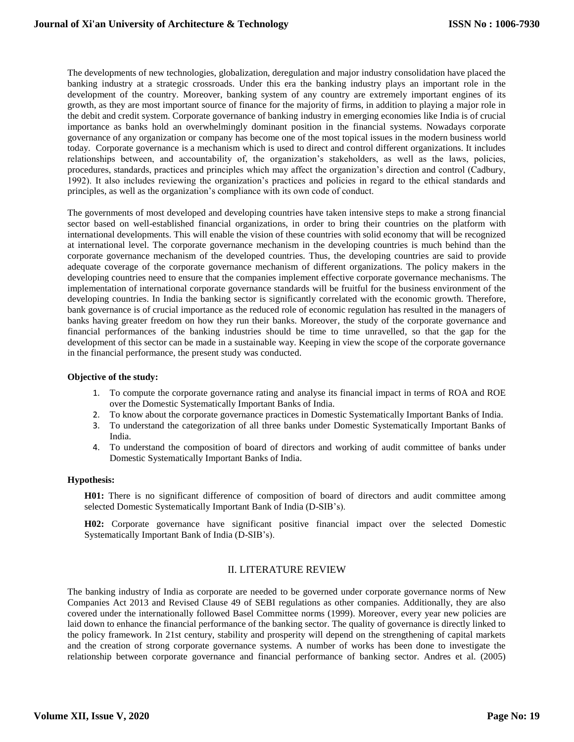The developments of new technologies, globalization, deregulation and major industry consolidation have placed the banking industry at a strategic crossroads. Under this era the banking industry plays an important role in the development of the country. Moreover, banking system of any country are extremely important engines of its growth, as they are most important source of finance for the majority of firms, in addition to playing a major role in the debit and credit system. Corporate governance of banking industry in emerging economies like India is of crucial importance as banks hold an overwhelmingly dominant position in the financial systems. Nowadays corporate governance of any organization or company has become one of the most topical issues in the modern business world today. Corporate governance is a mechanism which is used to direct and control different organizations. It includes relationships between, and accountability of, the organization's stakeholders, as well as the laws, policies, procedures, standards, practices and principles which may affect the organization's direction and control (Cadbury, 1992). It also includes reviewing the organization's practices and policies in regard to the ethical standards and principles, as well as the organization's compliance with its own code of conduct.

The governments of most developed and developing countries have taken intensive steps to make a strong financial sector based on well-established financial organizations, in order to bring their countries on the platform with international developments. This will enable the vision of these countries with solid economy that will be recognized at international level. The corporate governance mechanism in the developing countries is much behind than the corporate governance mechanism of the developed countries. Thus, the developing countries are said to provide adequate coverage of the corporate governance mechanism of different organizations. The policy makers in the developing countries need to ensure that the companies implement effective corporate governance mechanisms. The implementation of international corporate governance standards will be fruitful for the business environment of the developing countries. In India the banking sector is significantly correlated with the economic growth. Therefore, bank governance is of crucial importance as the reduced role of economic regulation has resulted in the managers of banks having greater freedom on how they run their banks. Moreover, the study of the corporate governance and financial performances of the banking industries should be time to time unravelled, so that the gap for the development of this sector can be made in a sustainable way. Keeping in view the scope of the corporate governance in the financial performance, the present study was conducted.

**Objective of the study:**

1. To compute the corporate governance rating and analyse its financial impact in terms of ROA and ROE over the Domestic Systematically Important Banks of India.
2. To know about the corporate governance practices in Domestic Systematically Important Banks of India.
3. To understand the categorization of all three banks under Domestic Systematically Important Banks of India.
4. To understand the composition of board of directors and working of audit committee of banks under Domestic Systematically Important Banks of India.

**Hypothesis:**

**H01:** There is no significant difference of composition of board of directors and audit committee among selected Domestic Systematically Important Bank of India (D-SIB's).

**H02:** Corporate governance have significant positive financial impact over the selected Domestic Systematically Important Bank of India (D-SIB's).

## II. LITERATURE REVIEW

The banking industry of India as corporate are needed to be governed under corporate governance norms of New Companies Act 2013 and Revised Clause 49 of SEBI regulations as other companies. Additionally, they are also covered under the internationally followed Basel Committee norms (1999). Moreover, every year new policies are laid down to enhance the financial performance of the banking sector. The quality of governance is directly linked to the policy framework. In 21st century, stability and prosperity will depend on the strengthening of capital markets and the creation of strong corporate governance systems. A number of works has been done to investigate the relationship between corporate governance and financial performance of banking sector. Andres et al. (2005)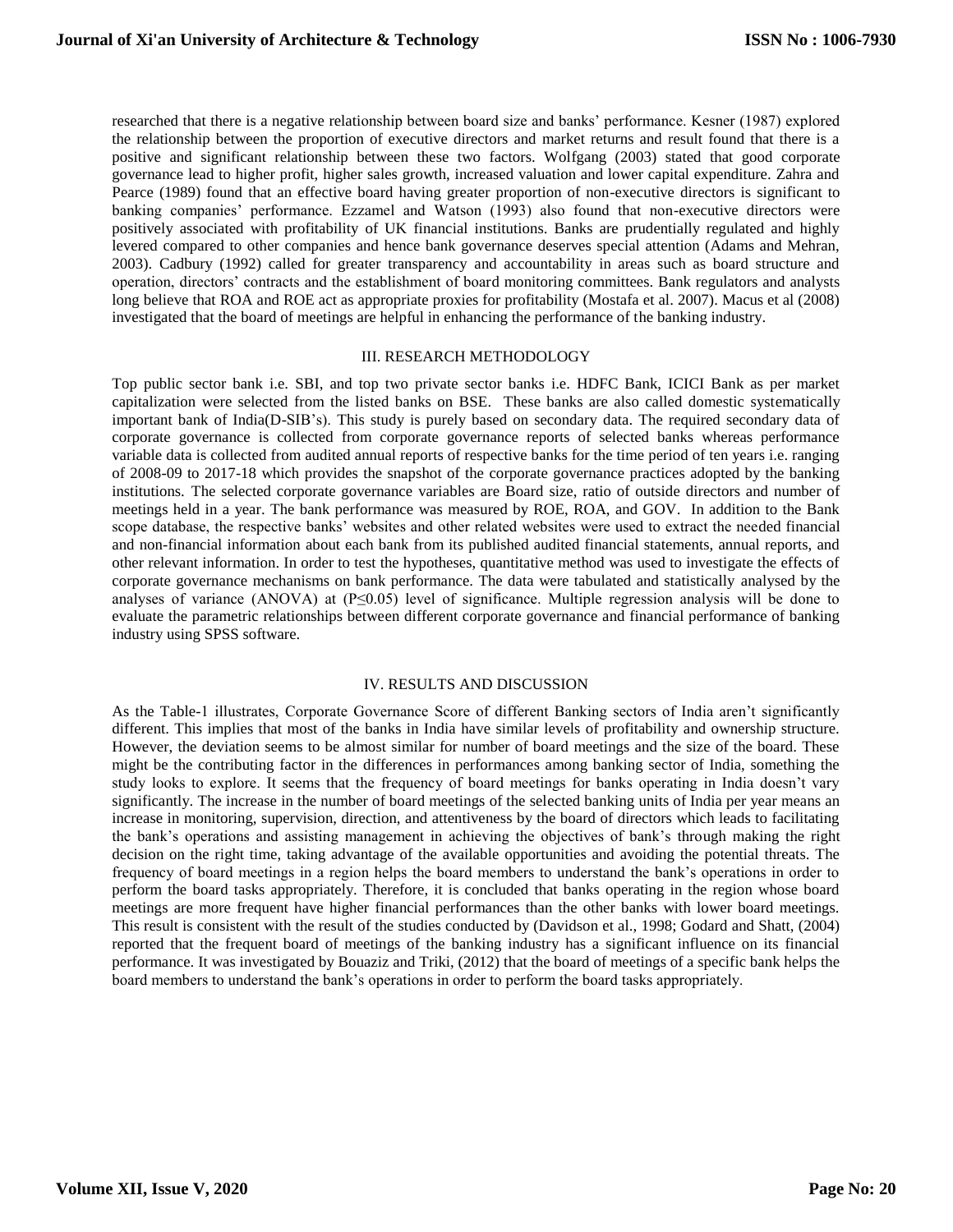researched that there is a negative relationship between board size and banks' performance. Kesner (1987) explored the relationship between the proportion of executive directors and market returns and result found that there is a positive and significant relationship between these two factors. Wolfgang (2003) stated that good corporate governance lead to higher profit, higher sales growth, increased valuation and lower capital expenditure. Zahra and Pearce (1989) found that an effective board having greater proportion of non-executive directors is significant to banking companies' performance. Ezzamel and Watson (1993) also found that non-executive directors were positively associated with profitability of UK financial institutions. Banks are prudentially regulated and highly levered compared to other companies and hence bank governance deserves special attention (Adams and Mehran, 2003). Cadbury (1992) called for greater transparency and accountability in areas such as board structure and operation, directors' contracts and the establishment of board monitoring committees. Bank regulators and analysts long believe that ROA and ROE act as appropriate proxies for profitability (Mostafa et al. 2007). Macus et al (2008) investigated that the board of meetings are helpful in enhancing the performance of the banking industry.

## III. RESEARCH METHODOLOGY

Top public sector bank i.e. SBI, and top two private sector banks i.e. HDFC Bank, ICICI Bank as per market capitalization were selected from the listed banks on BSE. These banks are also called domestic systematically important bank of India(D-SIB's). This study is purely based on secondary data. The required secondary data of corporate governance is collected from corporate governance reports of selected banks whereas performance variable data is collected from audited annual reports of respective banks for the time period of ten years i.e. ranging of 2008-09 to 2017-18 which provides the snapshot of the corporate governance practices adopted by the banking institutions. The selected corporate governance variables are Board size, ratio of outside directors and number of meetings held in a year. The bank performance was measured by ROE, ROA, and GOV. In addition to the Bank scope database, the respective banks' websites and other related websites were used to extract the needed financial and non-financial information about each bank from its published audited financial statements, annual reports, and other relevant information. In order to test the hypotheses, quantitative method was used to investigate the effects of corporate governance mechanisms on bank performance. The data were tabulated and statistically analysed by the analyses of variance (ANOVA) at ($P \leq 0.05$) level of significance. Multiple regression analysis will be done to evaluate the parametric relationships between different corporate governance and financial performance of banking industry using SPSS software.

## IV. RESULTS AND DISCUSSION

As the Table-1 illustrates, Corporate Governance Score of different Banking sectors of India aren't significantly different. This implies that most of the banks in India have similar levels of profitability and ownership structure. However, the deviation seems to be almost similar for number of board meetings and the size of the board. These might be the contributing factor in the differences in performances among banking sector of India, something the study looks to explore. It seems that the frequency of board meetings for banks operating in India doesn't vary significantly. The increase in the number of board meetings of the selected banking units of India per year means an increase in monitoring, supervision, direction, and attentiveness by the board of directors which leads to facilitating the bank's operations and assisting management in achieving the objectives of bank's through making the right decision on the right time, taking advantage of the available opportunities and avoiding the potential threats. The frequency of board meetings in a region helps the board members to understand the bank's operations in order to perform the board tasks appropriately. Therefore, it is concluded that banks operating in the region whose board meetings are more frequent have higher financial performances than the other banks with lower board meetings. This result is consistent with the result of the studies conducted by (Davidson et al., 1998; Godard and Shatt, (2004) reported that the frequent board of meetings of the banking industry has a significant influence on its financial performance. It was investigated by Bouaziz and Triki, (2012) that the board of meetings of a specific bank helps the board members to understand the bank's operations in order to perform the board tasks appropriately.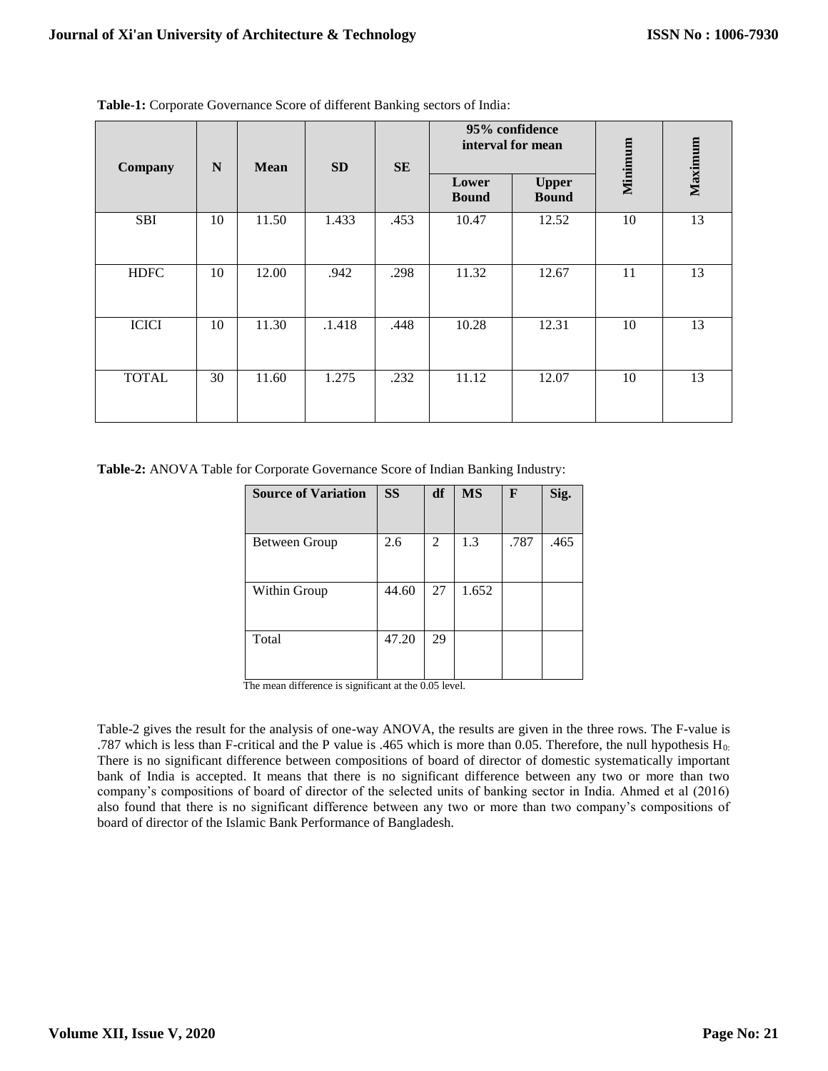**Table-1:** Corporate Governance Score of different Banking sectors of India:

| Company | N | Mean | SD | SE | 95% confidence interval for mean | | Minimum | Maximum |
|---|---|---|---|---|---|---|---|---|
| | | | | | Lower Bound | Upper Bound | | |
| SBI | 10 | 11.50 | 1.433 | .453 | 10.47 | 12.52 | 10 | 13 |
| HDFC | 10 | 12.00 | .942 | .298 | 11.32 | 12.67 | 11 | 13 |
| ICICI | 10 | 11.30 | .1.418 | .448 | 10.28 | 12.31 | 10 | 13 |
| TOTAL | 30 | 11.60 | 1.275 | .232 | 11.12 | 12.07 | 10 | 13 |

**Table-2:** ANOVA Table for Corporate Governance Score of Indian Banking Industry:

| Source of Variation | SS | df | MS | F | Sig. |
|---|---|---|---|---|---|
| Between Group | 2.6 | 2 | 1.3 | .787 | .465 |
| Within Group | 44.60 | 27 | 1.652 | | |
| Total | 47.20 | 29 | | | |

The mean difference is significant at the 0.05 level.

Table-2 gives the result for the analysis of one-way ANOVA, the results are given in the three rows. The F-value is .787 which is less than F-critical and the P value is .465 which is more than 0.05. Therefore, the null hypothesis $H_{0:}$ There is no significant difference between compositions of board of director of domestic systematically important bank of India is accepted. It means that there is no significant difference between any two or more than two company's compositions of board of director of the selected units of banking sector in India. Ahmed et al (2016) also found that there is no significant difference between any two or more than two company's compositions of board of director of the Islamic Bank Performance of Bangladesh.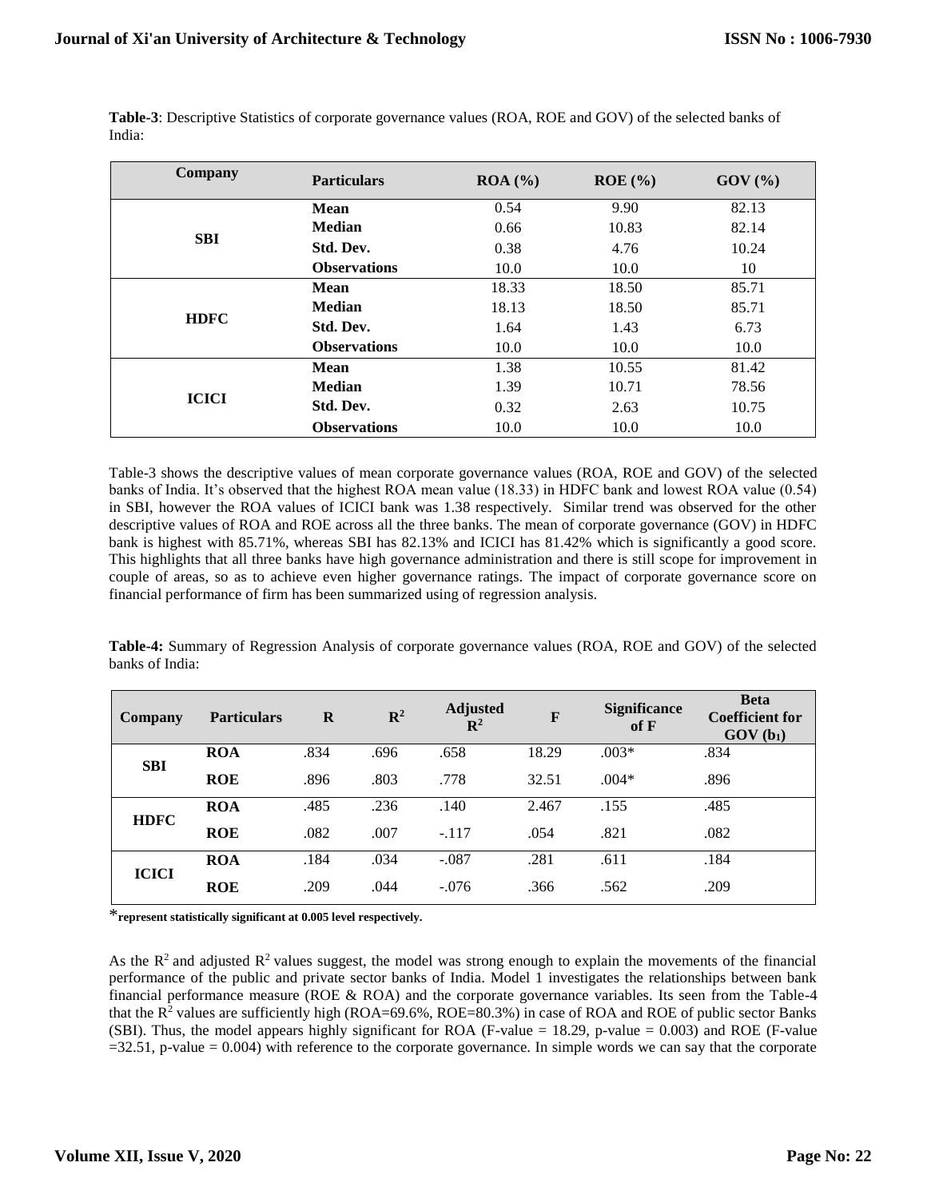**Table-3**: Descriptive Statistics of corporate governance values (ROA, ROE and GOV) of the selected banks of India:

| Company | Particulars | ROA (%) | ROE (%) | GOV (%) |
|---|---|---|---|---|
| SBI | **Mean** | 0.54 | 9.90 | 82.13 |
| | **Median** | 0.66 | 10.83 | 82.14 |
| | **Std. Dev.** | 0.38 | 4.76 | 10.24 |
| | **Observations** | 10.0 | 10.0 | 10 |
| HDFC | **Mean** | 18.33 | 18.50 | 85.71 |
| | **Median** | 18.13 | 18.50 | 85.71 |
| | **Std. Dev.** | 1.64 | 1.43 | 6.73 |
| | **Observations** | 10.0 | 10.0 | 10.0 |
| ICICI | **Mean** | 1.38 | 10.55 | 81.42 |
| | **Median** | 1.39 | 10.71 | 78.56 |
| | **Std. Dev.** | 0.32 | 2.63 | 10.75 |
| | **Observations** | 10.0 | 10.0 | 10.0 |

Table-3 shows the descriptive values of mean corporate governance values (ROA, ROE and GOV) of the selected banks of India. It's observed that the highest ROA mean value (18.33) in HDFC bank and lowest ROA value (0.54) in SBI, however the ROA values of ICICI bank was 1.38 respectively. Similar trend was observed for the other descriptive values of ROA and ROE across all the three banks. The mean of corporate governance (GOV) in HDFC bank is highest with 85.71%, whereas SBI has 82.13% and ICICI has 81.42% which is significantly a good score. This highlights that all three banks have high governance administration and there is still scope for improvement in couple of areas, so as to achieve even higher governance ratings. The impact of corporate governance score on financial performance of firm has been summarized using of regression analysis.

**Table-4:** Summary of Regression Analysis of corporate governance values (ROA, ROE and GOV) of the selected banks of India:

| Company | Particulars | R | $R^2$ | Adjusted $R^2$ | F | Significance of F | Beta Coefficient for GOV ($b_1$) |
|---|---|---|---|---|---|---|---|
| SBI | **ROA** | .834 | .696 | .658 | 18.29 | .003* | .834 |
| | **ROE** | .896 | .803 | .778 | 32.51 | .004* | .896 |
| HDFC | **ROA** | .485 | .236 | .140 | 2.467 | .155 | .485 |
| | **ROE** | .082 | .007 | -.117 | .054 | .821 | .082 |
| ICICI | **ROA** | .184 | .034 | -.087 | .281 | .611 | .184 |
| | **ROE** | .209 | .044 | -.076 | .366 | .562 | .209 |

***represent statistically significant at 0.005 level respectively.**

As the $R^2$ and adjusted $R^2$ values suggest, the model was strong enough to explain the movements of the financial performance of the public and private sector banks of India. Model 1 investigates the relationships between bank financial performance measure (ROE & ROA) and the corporate governance variables. Its seen from the Table-4 that the $R^2$ values are sufficiently high (ROA=69.6%, ROE=80.3%) in case of ROA and ROE of public sector Banks (SBI). Thus, the model appears highly significant for ROA (F-value = 18.29, p-value = 0.003) and ROE (F-value =32.51, p-value = 0.004) with reference to the corporate governance. In simple words we can say that the corporate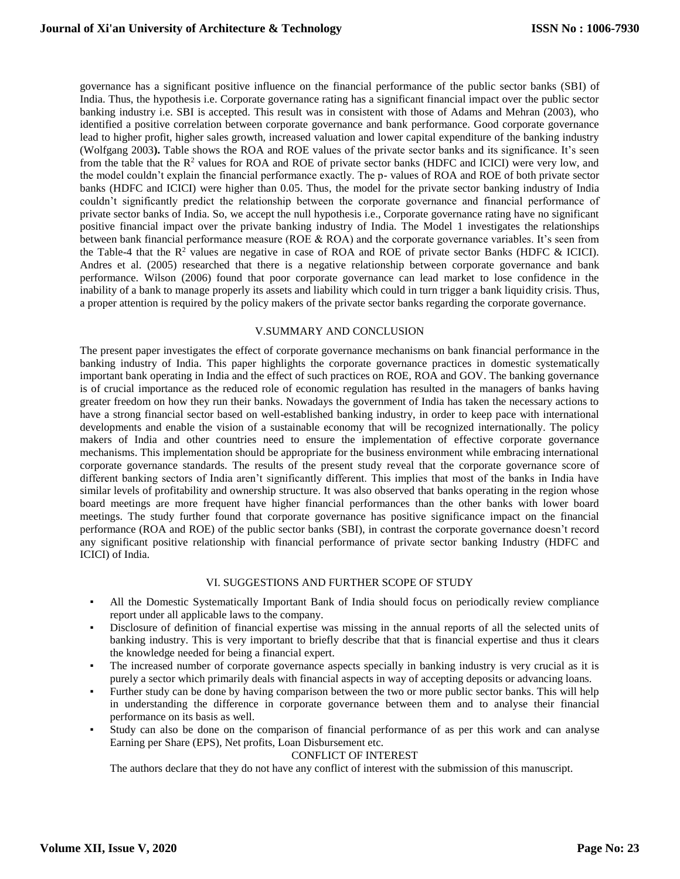governance has a significant positive influence on the financial performance of the public sector banks (SBI) of India. Thus, the hypothesis i.e. Corporate governance rating has a significant financial impact over the public sector banking industry i.e. SBI is accepted. This result was in consistent with those of Adams and Mehran (2003), who identified a positive correlation between corporate governance and bank performance. Good corporate governance lead to higher profit, higher sales growth, increased valuation and lower capital expenditure of the banking industry (Wolfgang 2003**).** Table shows the ROA and ROE values of the private sector banks and its significance. It's seen from the table that the $R^2$ values for ROA and ROE of private sector banks (HDFC and ICICI) were very low, and the model couldn't explain the financial performance exactly. The p- values of ROA and ROE of both private sector banks (HDFC and ICICI) were higher than 0.05. Thus, the model for the private sector banking industry of India couldn't significantly predict the relationship between the corporate governance and financial performance of private sector banks of India. So, we accept the null hypothesis i.e., Corporate governance rating have no significant positive financial impact over the private banking industry of India. The Model 1 investigates the relationships between bank financial performance measure (ROE & ROA) and the corporate governance variables. It's seen from the Table-4 that the $R^2$ values are negative in case of ROA and ROE of private sector Banks (HDFC & ICICI). Andres et al. (2005) researched that there is a negative relationship between corporate governance and bank performance. Wilson (2006) found that poor corporate governance can lead market to lose confidence in the inability of a bank to manage properly its assets and liability which could in turn trigger a bank liquidity crisis. Thus, a proper attention is required by the policy makers of the private sector banks regarding the corporate governance.

## V.SUMMARY AND CONCLUSION

The present paper investigates the effect of corporate governance mechanisms on bank financial performance in the banking industry of India. This paper highlights the corporate governance practices in domestic systematically important bank operating in India and the effect of such practices on ROE, ROA and GOV. The banking governance is of crucial importance as the reduced role of economic regulation has resulted in the managers of banks having greater freedom on how they run their banks. Nowadays the government of India has taken the necessary actions to have a strong financial sector based on well-established banking industry, in order to keep pace with international developments and enable the vision of a sustainable economy that will be recognized internationally. The policy makers of India and other countries need to ensure the implementation of effective corporate governance mechanisms. This implementation should be appropriate for the business environment while embracing international corporate governance standards. The results of the present study reveal that the corporate governance score of different banking sectors of India aren't significantly different. This implies that most of the banks in India have similar levels of profitability and ownership structure. It was also observed that banks operating in the region whose board meetings are more frequent have higher financial performances than the other banks with lower board meetings. The study further found that corporate governance has positive significance impact on the financial performance (ROA and ROE) of the public sector banks (SBI), in contrast the corporate governance doesn't record any significant positive relationship with financial performance of private sector banking Industry (HDFC and ICICI) of India.

## VI. SUGGESTIONS AND FURTHER SCOPE OF STUDY

- All the Domestic Systematically Important Bank of India should focus on periodically review compliance report under all applicable laws to the company.
- Disclosure of definition of financial expertise was missing in the annual reports of all the selected units of banking industry. This is very important to briefly describe that that is financial expertise and thus it clears the knowledge needed for being a financial expert.
- The increased number of corporate governance aspects specially in banking industry is very crucial as it is purely a sector which primarily deals with financial aspects in way of accepting deposits or advancing loans.
- Further study can be done by having comparison between the two or more public sector banks. This will help in understanding the difference in corporate governance between them and to analyse their financial performance on its basis as well.
- Study can also be done on the comparison of financial performance of as per this work and can analyse Earning per Share (EPS), Net profits, Loan Disbursement etc.

CONFLICT OF INTEREST

The authors declare that they do not have any conflict of interest with the submission of this manuscript.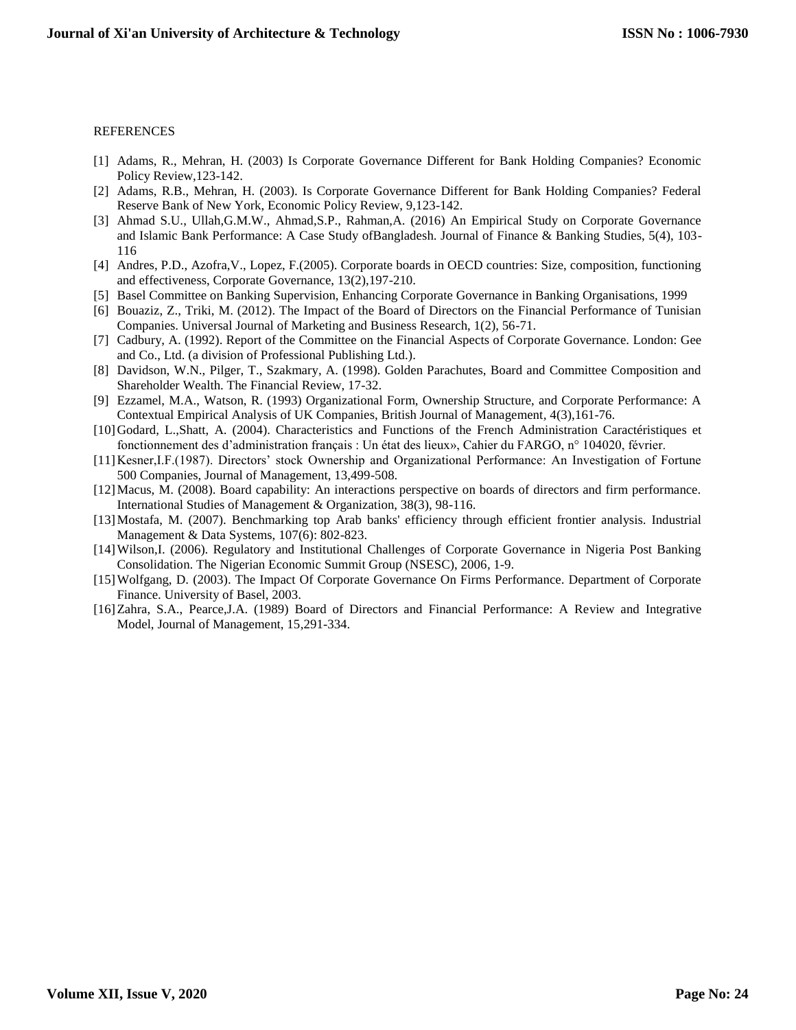REFERENCES

[1] Adams, R., Mehran, H. (2003) Is Corporate Governance Different for Bank Holding Companies? Economic Policy Review,123-142.

[2] Adams, R.B., Mehran, H. (2003). Is Corporate Governance Different for Bank Holding Companies? Federal Reserve Bank of New York, Economic Policy Review, 9,123-142.

[3] Ahmad S.U., Ullah,G.M.W., Ahmad,S.P., Rahman,A. (2016) An Empirical Study on Corporate Governance and Islamic Bank Performance: A Case Study ofBangladesh. Journal of Finance & Banking Studies, 5(4), 103-116

[4] Andres, P.D., Azofra,V., Lopez, F.(2005). Corporate boards in OECD countries: Size, composition, functioning and effectiveness, Corporate Governance, 13(2),197-210.

[5] Basel Committee on Banking Supervision, Enhancing Corporate Governance in Banking Organisations, 1999

[6] Bouaziz, Z., Triki, M. (2012). The Impact of the Board of Directors on the Financial Performance of Tunisian Companies. Universal Journal of Marketing and Business Research, 1(2), 56-71.

[7] Cadbury, A. (1992). Report of the Committee on the Financial Aspects of Corporate Governance. London: Gee and Co., Ltd. (a division of Professional Publishing Ltd.).

[8] Davidson, W.N., Pilger, T., Szakmary, A. (1998). Golden Parachutes, Board and Committee Composition and Shareholder Wealth. The Financial Review, 17-32.

[9] Ezzamel, M.A., Watson, R. (1993) Organizational Form, Ownership Structure, and Corporate Performance: A Contextual Empirical Analysis of UK Companies, British Journal of Management, 4(3),161-76.

[10] Godard, L.,Shatt, A. (2004). Characteristics and Functions of the French Administration Caractéristiques et fonctionnement des d'administration français : Un état des lieux», Cahier du FARGO, n° 104020, février.

[11] Kesner,I.F.(1987). Directors' stock Ownership and Organizational Performance: An Investigation of Fortune 500 Companies, Journal of Management, 13,499-508.

[12] Macus, M. (2008). Board capability: An interactions perspective on boards of directors and firm performance. International Studies of Management & Organization, 38(3), 98-116.

[13] Mostafa, M. (2007). Benchmarking top Arab banks' efficiency through efficient frontier analysis. Industrial Management & Data Systems, 107(6): 802-823.

[14] Wilson,I. (2006). Regulatory and Institutional Challenges of Corporate Governance in Nigeria Post Banking Consolidation. The Nigerian Economic Summit Group (NSESC), 2006, 1-9.

[15] Wolfgang, D. (2003). The Impact Of Corporate Governance On Firms Performance. Department of Corporate Finance. University of Basel, 2003.

[16] Zahra, S.A., Pearce,J.A. (1989) Board of Directors and Financial Performance: A Review and Integrative Model, Journal of Management, 15,291-334.